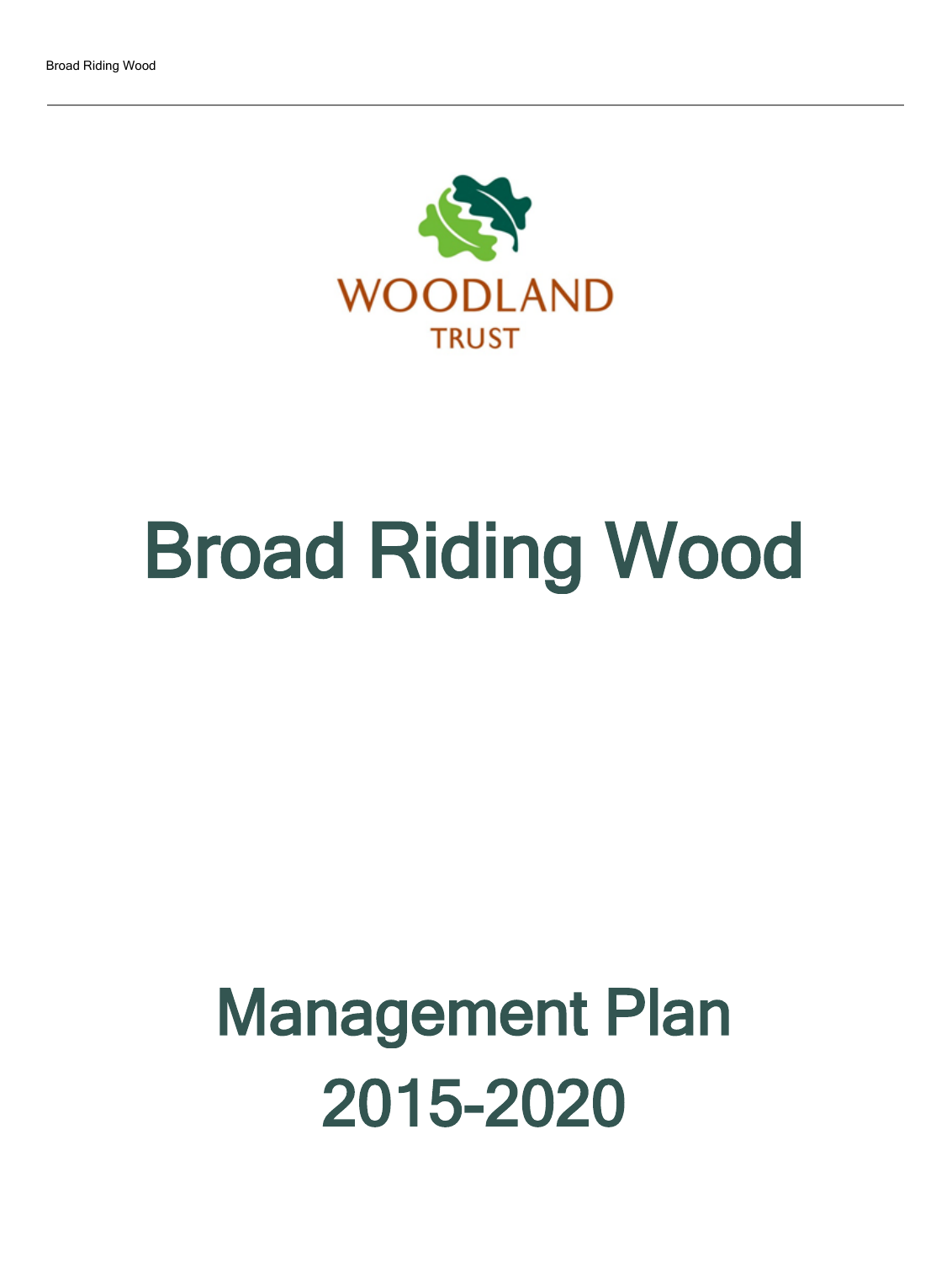WOODLAND TRUST

# Broad Riding Wood

# Management Plan 2015-2020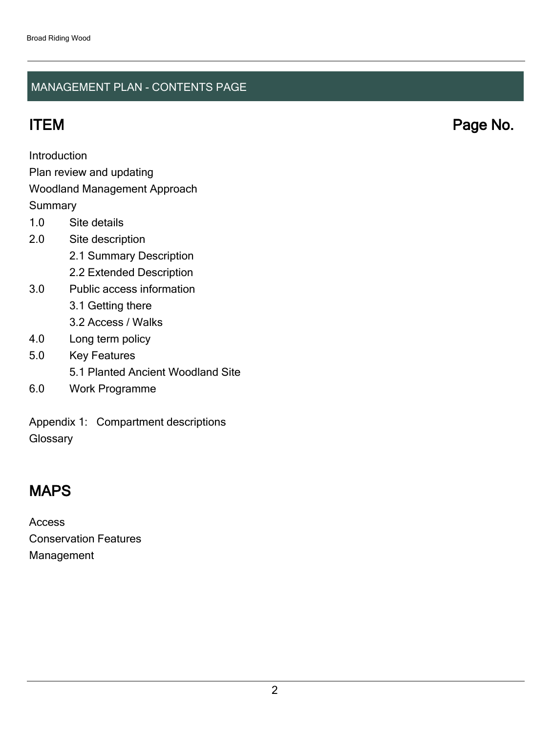## MANAGEMENT PLAN - CONTENTS PAGE

## ITEM Page No.

Introduction
Plan review and updating
Woodland Management Approach
Summary

1.0 Site details
2.0 Site description
 2.1 Summary Description
 2.2 Extended Description
3.0 Public access information
 3.1 Getting there
 3.2 Access / Walks
4.0 Long term policy
5.0 Key Features
 5.1 Planted Ancient Woodland Site
6.0 Work Programme

Appendix 1: Compartment descriptions
Glossary

## MAPS

Access
Conservation Features
Management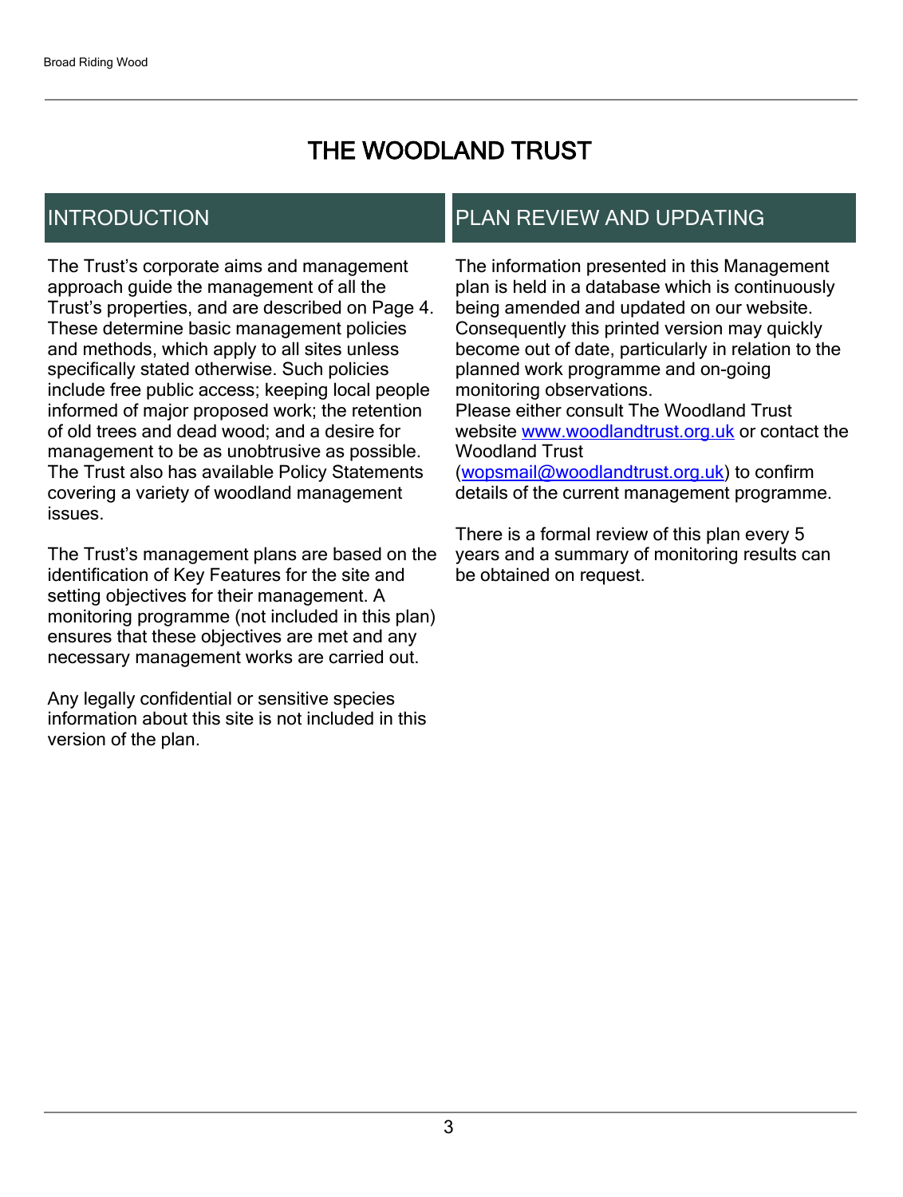# THE WOODLAND TRUST

## INTRODUCTION

The Trust's corporate aims and management approach guide the management of all the Trust's properties, and are described on Page 4. These determine basic management policies and methods, which apply to all sites unless specifically stated otherwise. Such policies include free public access; keeping local people informed of major proposed work; the retention of old trees and dead wood; and a desire for management to be as unobtrusive as possible. The Trust also has available Policy Statements covering a variety of woodland management issues.

The Trust's management plans are based on the identification of Key Features for the site and setting objectives for their management. A monitoring programme (not included in this plan) ensures that these objectives are met and any necessary management works are carried out.

Any legally confidential or sensitive species information about this site is not included in this version of the plan.

## PLAN REVIEW AND UPDATING

The information presented in this Management plan is held in a database which is continuously being amended and updated on our website. Consequently this printed version may quickly become out of date, particularly in relation to the planned work programme and on-going monitoring observations.
Please either consult The Woodland Trust website [www.woodlandtrust.org.uk](http://www.woodlandtrust.org.uk) or contact the Woodland Trust ([wopsmail@woodlandtrust.org.uk](mailto:wopsmail@woodlandtrust.org.uk)) to confirm details of the current management programme.

There is a formal review of this plan every 5 years and a summary of monitoring results can be obtained on request.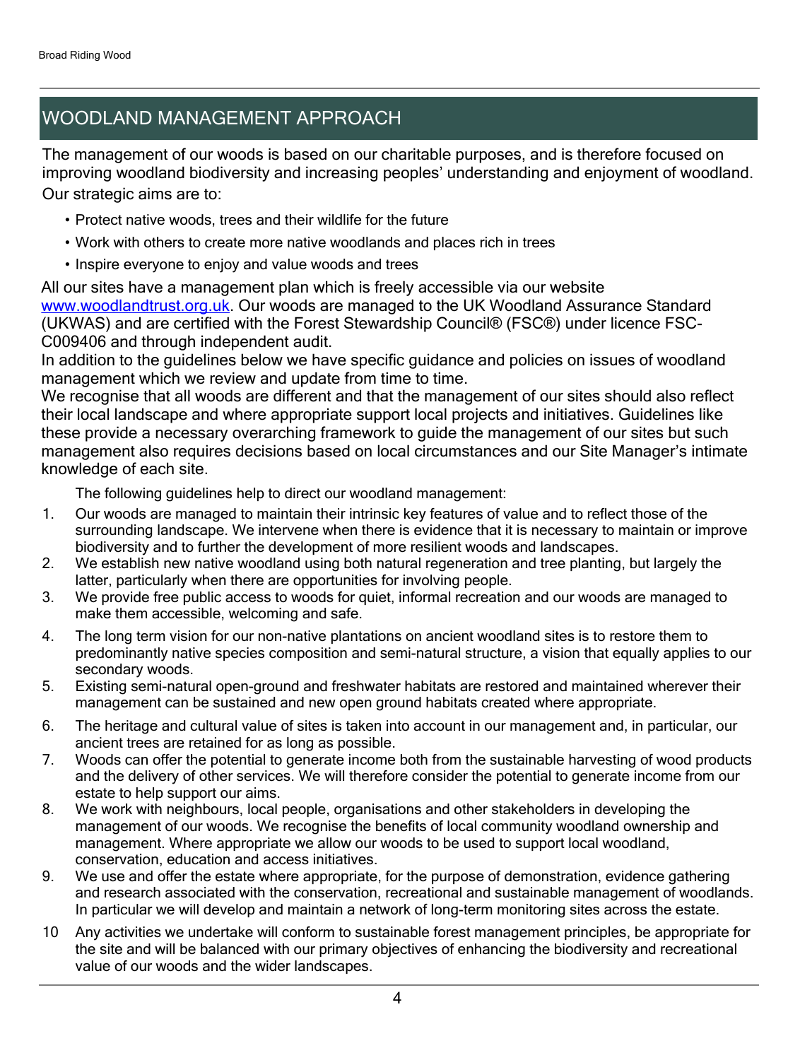## WOODLAND MANAGEMENT APPROACH

The management of our woods is based on our charitable purposes, and is therefore focused on improving woodland biodiversity and increasing peoples' understanding and enjoyment of woodland. Our strategic aims are to:

- Protect native woods, trees and their wildlife for the future
- Work with others to create more native woodlands and places rich in trees
- Inspire everyone to enjoy and value woods and trees

All our sites have a management plan which is freely accessible via our website www.woodlandtrust.org.uk. Our woods are managed to the UK Woodland Assurance Standard (UKWAS) and are certified with the Forest Stewardship Council® (FSC®) under licence FSC-C009406 and through independent audit.

In addition to the guidelines below we have specific guidance and policies on issues of woodland management which we review and update from time to time.

We recognise that all woods are different and that the management of our sites should also reflect their local landscape and where appropriate support local projects and initiatives. Guidelines like these provide a necessary overarching framework to guide the management of our sites but such management also requires decisions based on local circumstances and our Site Manager's intimate knowledge of each site.

The following guidelines help to direct our woodland management:

1. Our woods are managed to maintain their intrinsic key features of value and to reflect those of the surrounding landscape. We intervene when there is evidence that it is necessary to maintain or improve biodiversity and to further the development of more resilient woods and landscapes.
2. We establish new native woodland using both natural regeneration and tree planting, but largely the latter, particularly when there are opportunities for involving people.
3. We provide free public access to woods for quiet, informal recreation and our woods are managed to make them accessible, welcoming and safe.
4. The long term vision for our non-native plantations on ancient woodland sites is to restore them to predominantly native species composition and semi-natural structure, a vision that equally applies to our secondary woods.
5. Existing semi-natural open-ground and freshwater habitats are restored and maintained wherever their management can be sustained and new open ground habitats created where appropriate.
6. The heritage and cultural value of sites is taken into account in our management and, in particular, our ancient trees are retained for as long as possible.
7. Woods can offer the potential to generate income both from the sustainable harvesting of wood products and the delivery of other services. We will therefore consider the potential to generate income from our estate to help support our aims.
8. We work with neighbours, local people, organisations and other stakeholders in developing the management of our woods. We recognise the benefits of local community woodland ownership and management. Where appropriate we allow our woods to be used to support local woodland, conservation, education and access initiatives.
9. We use and offer the estate where appropriate, for the purpose of demonstration, evidence gathering and research associated with the conservation, recreational and sustainable management of woodlands. In particular we will develop and maintain a network of long-term monitoring sites across the estate.
10. Any activities we undertake will conform to sustainable forest management principles, be appropriate for the site and will be balanced with our primary objectives of enhancing the biodiversity and recreational value of our woods and the wider landscapes.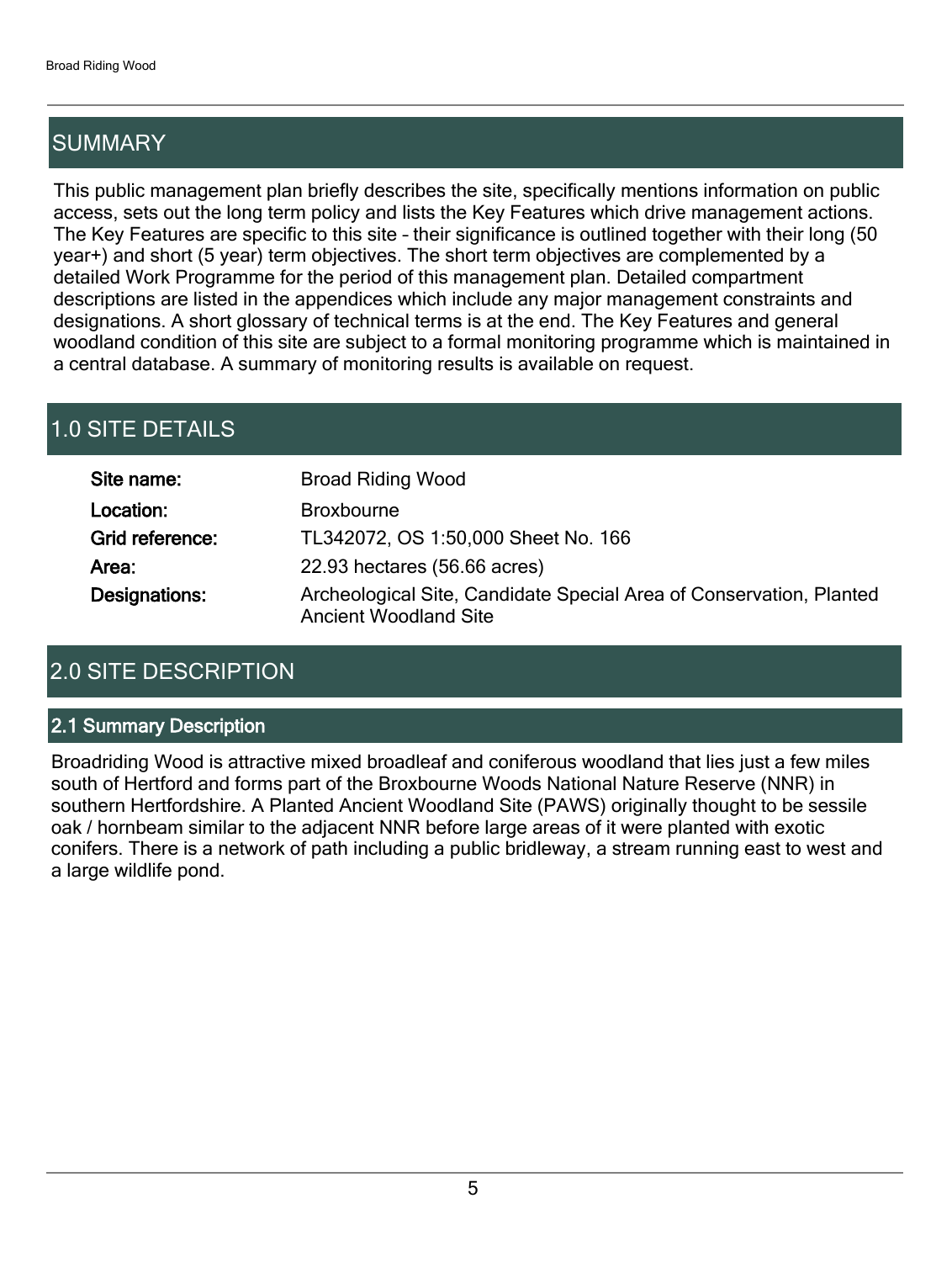## SUMMARY

This public management plan briefly describes the site, specifically mentions information on public access, sets out the long term policy and lists the Key Features which drive management actions. The Key Features are specific to this site – their significance is outlined together with their long (50 year+) and short (5 year) term objectives. The short term objectives are complemented by a detailed Work Programme for the period of this management plan. Detailed compartment descriptions are listed in the appendices which include any major management constraints and designations. A short glossary of technical terms is at the end. The Key Features and general woodland condition of this site are subject to a formal monitoring programme which is maintained in a central database. A summary of monitoring results is available on request.

## 1.0 SITE DETAILS

| | |
|---|---|
| **Site name:** | Broad Riding Wood |
| **Location:** | Broxbourne |
| **Grid reference:** | TL342072, OS 1:50,000 Sheet No. 166 |
| **Area:** | 22.93 hectares (56.66 acres) |
| **Designations:** | Archeological Site, Candidate Special Area of Conservation, Planted Ancient Woodland Site |

## 2.0 SITE DESCRIPTION

### 2.1 Summary Description

Broadriding Wood is attractive mixed broadleaf and coniferous woodland that lies just a few miles south of Hertford and forms part of the Broxbourne Woods National Nature Reserve (NNR) in southern Hertfordshire. A Planted Ancient Woodland Site (PAWS) originally thought to be sessile oak / hornbeam similar to the adjacent NNR before large areas of it were planted with exotic conifers. There is a network of path including a public bridleway, a stream running east to west and a large wildlife pond.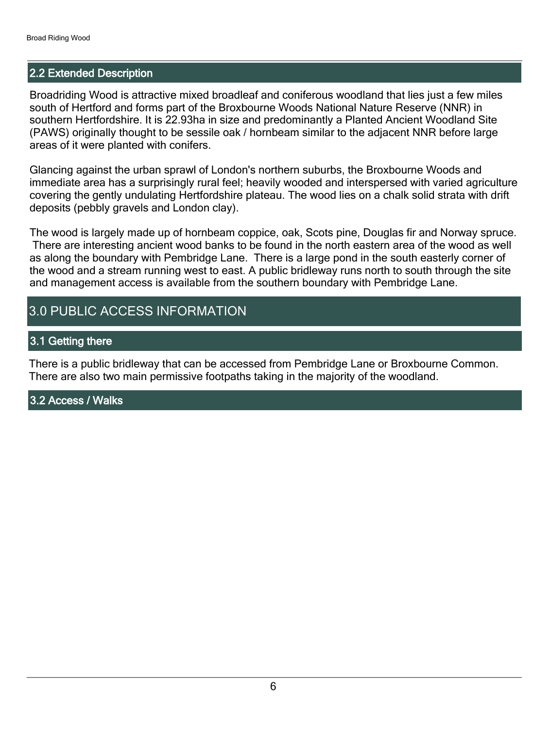## 2.2 Extended Description

Broadriding Wood is attractive mixed broadleaf and coniferous woodland that lies just a few miles south of Hertford and forms part of the Broxbourne Woods National Nature Reserve (NNR) in southern Hertfordshire. It is 22.93ha in size and predominantly a Planted Ancient Woodland Site (PAWS) originally thought to be sessile oak / hornbeam similar to the adjacent NNR before large areas of it were planted with conifers.

Glancing against the urban sprawl of London's northern suburbs, the Broxbourne Woods and immediate area has a surprisingly rural feel; heavily wooded and interspersed with varied agriculture covering the gently undulating Hertfordshire plateau. The wood lies on a chalk solid strata with drift deposits (pebbly gravels and London clay).

The wood is largely made up of hornbeam coppice, oak, Scots pine, Douglas fir and Norway spruce. There are interesting ancient wood banks to be found in the north eastern area of the wood as well as along the boundary with Pembridge Lane. There is a large pond in the south easterly corner of the wood and a stream running west to east. A public bridleway runs north to south through the site and management access is available from the southern boundary with Pembridge Lane.

# 3.0 PUBLIC ACCESS INFORMATION

## 3.1 Getting there

There is a public bridleway that can be accessed from Pembridge Lane or Broxbourne Common. There are also two main permissive footpaths taking in the majority of the woodland.

## 3.2 Access / Walks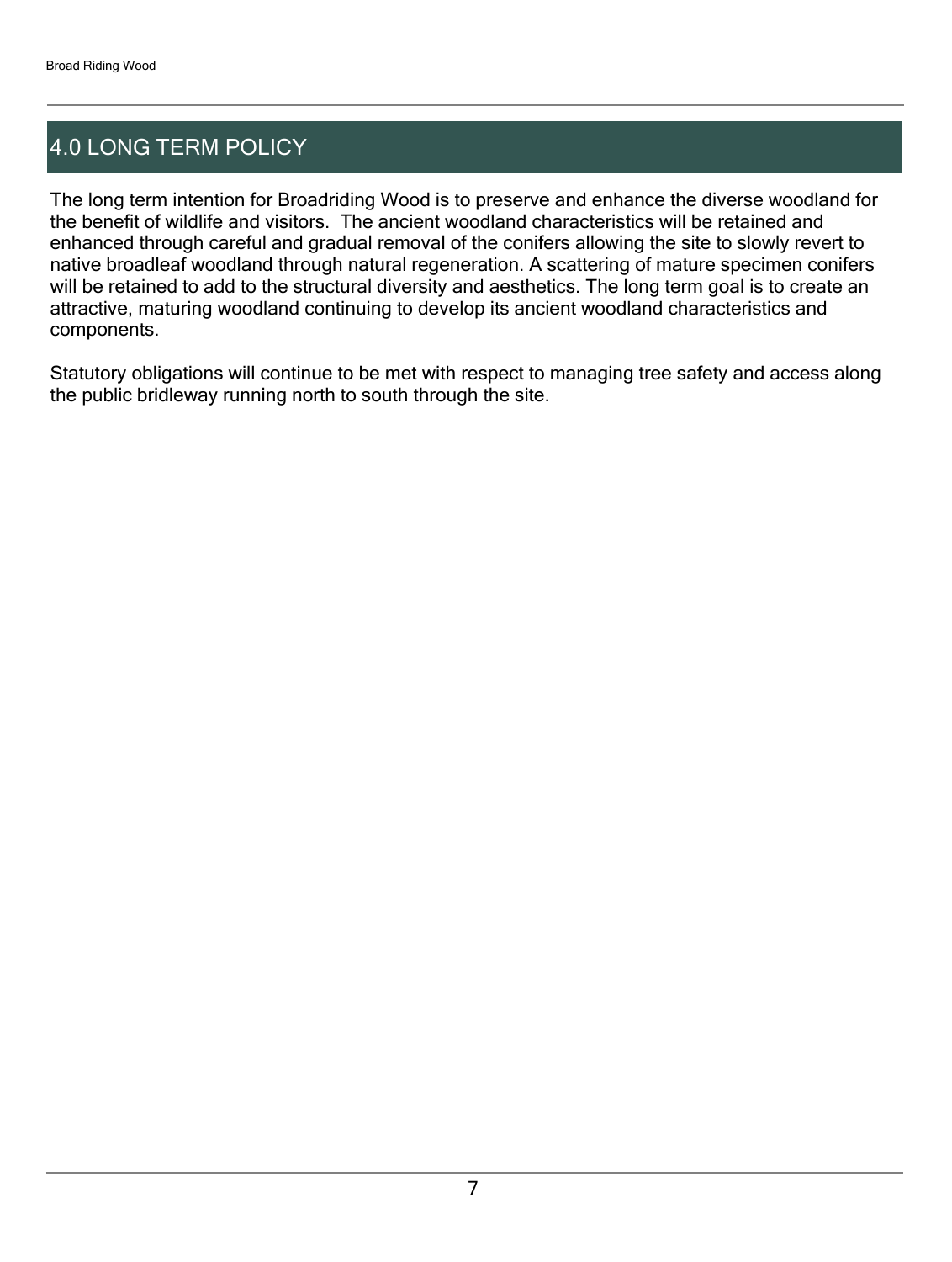## 4.0 LONG TERM POLICY

The long term intention for Broadriding Wood is to preserve and enhance the diverse woodland for the benefit of wildlife and visitors. The ancient woodland characteristics will be retained and enhanced through careful and gradual removal of the conifers allowing the site to slowly revert to native broadleaf woodland through natural regeneration. A scattering of mature specimen conifers will be retained to add to the structural diversity and aesthetics. The long term goal is to create an attractive, maturing woodland continuing to develop its ancient woodland characteristics and components.

Statutory obligations will continue to be met with respect to managing tree safety and access along the public bridleway running north to south through the site.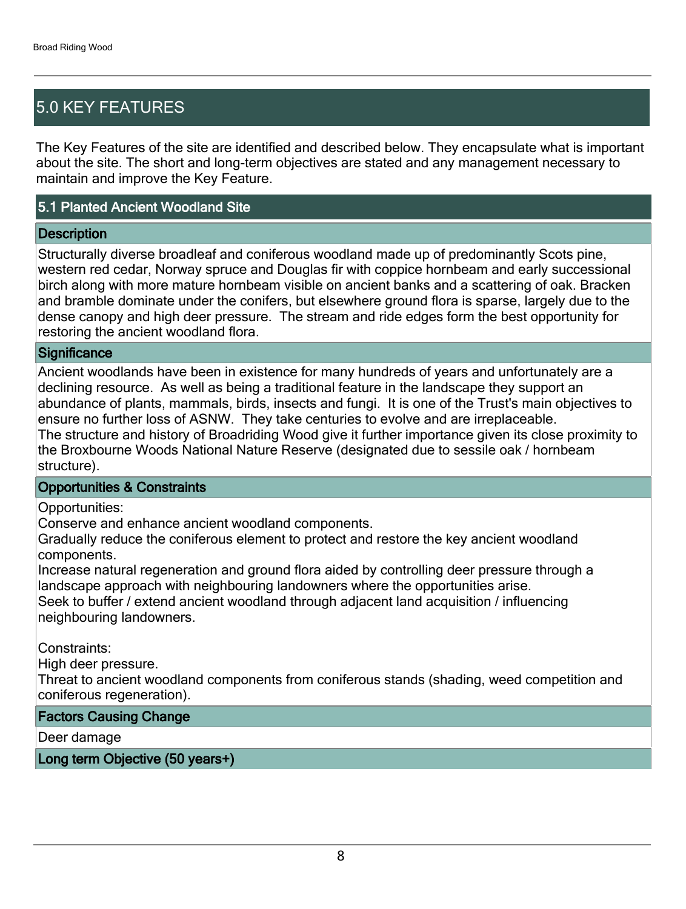## 5.0 KEY FEATURES

The Key Features of the site are identified and described below. They encapsulate what is important about the site. The short and long-term objectives are stated and any management necessary to maintain and improve the Key Feature.

### 5.1 Planted Ancient Woodland Site

#### Description

Structurally diverse broadleaf and coniferous woodland made up of predominantly Scots pine, western red cedar, Norway spruce and Douglas fir with coppice hornbeam and early successional birch along with more mature hornbeam visible on ancient banks and a scattering of oak. Bracken and bramble dominate under the conifers, but elsewhere ground flora is sparse, largely due to the dense canopy and high deer pressure. The stream and ride edges form the best opportunity for restoring the ancient woodland flora.

#### Significance

Ancient woodlands have been in existence for many hundreds of years and unfortunately are a declining resource. As well as being a traditional feature in the landscape they support an abundance of plants, mammals, birds, insects and fungi. It is one of the Trust's main objectives to ensure no further loss of ASNW. They take centuries to evolve and are irreplaceable.
The structure and history of Broadriding Wood give it further importance given its close proximity to the Broxbourne Woods National Nature Reserve (designated due to sessile oak / hornbeam structure).

#### Opportunities & Constraints

Opportunities:
Conserve and enhance ancient woodland components.
Gradually reduce the coniferous element to protect and restore the key ancient woodland components.
Increase natural regeneration and ground flora aided by controlling deer pressure through a landscape approach with neighbouring landowners where the opportunities arise.
Seek to buffer / extend ancient woodland through adjacent land acquisition / influencing neighbouring landowners.

Constraints:
High deer pressure.
Threat to ancient woodland components from coniferous stands (shading, weed competition and coniferous regeneration).

#### Factors Causing Change

Deer damage

#### Long term Objective (50 years+)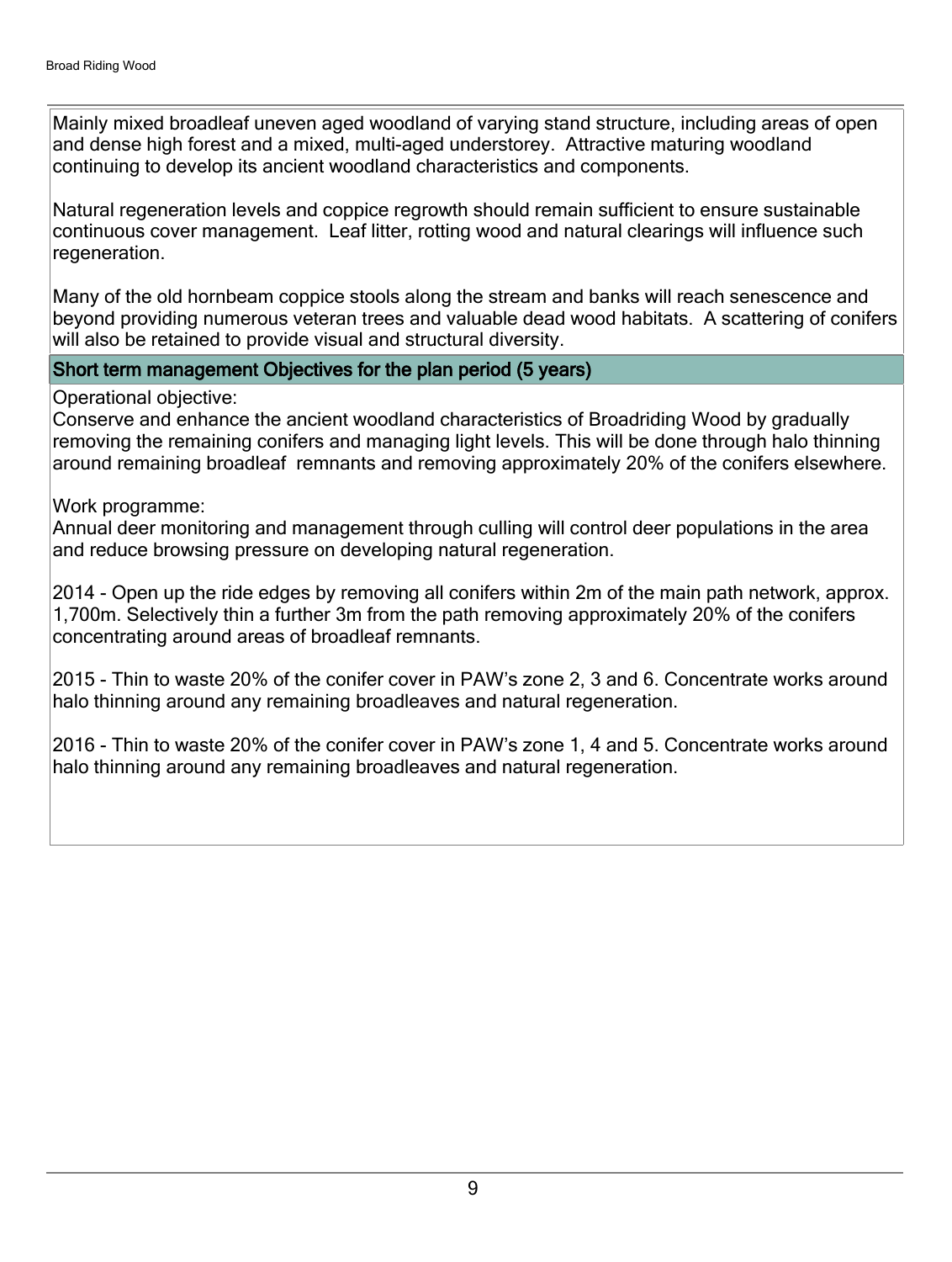Mainly mixed broadleaf uneven aged woodland of varying stand structure, including areas of open and dense high forest and a mixed, multi-aged understorey. Attractive maturing woodland continuing to develop its ancient woodland characteristics and components.

Natural regeneration levels and coppice regrowth should remain sufficient to ensure sustainable continuous cover management. Leaf litter, rotting wood and natural clearings will influence such regeneration.

Many of the old hornbeam coppice stools along the stream and banks will reach senescence and beyond providing numerous veteran trees and valuable dead wood habitats. A scattering of conifers will also be retained to provide visual and structural diversity.

## Short term management Objectives for the plan period (5 years)

Operational objective:
Conserve and enhance the ancient woodland characteristics of Broadriding Wood by gradually removing the remaining conifers and managing light levels. This will be done through halo thinning around remaining broadleaf remnants and removing approximately 20% of the conifers elsewhere.

Work programme:
Annual deer monitoring and management through culling will control deer populations in the area and reduce browsing pressure on developing natural regeneration.

2014 - Open up the ride edges by removing all conifers within 2m of the main path network, approx. 1,700m. Selectively thin a further 3m from the path removing approximately 20% of the conifers concentrating around areas of broadleaf remnants.

2015 - Thin to waste 20% of the conifer cover in PAW's zone 2, 3 and 6. Concentrate works around halo thinning around any remaining broadleaves and natural regeneration.

2016 - Thin to waste 20% of the conifer cover in PAW's zone 1, 4 and 5. Concentrate works around halo thinning around any remaining broadleaves and natural regeneration.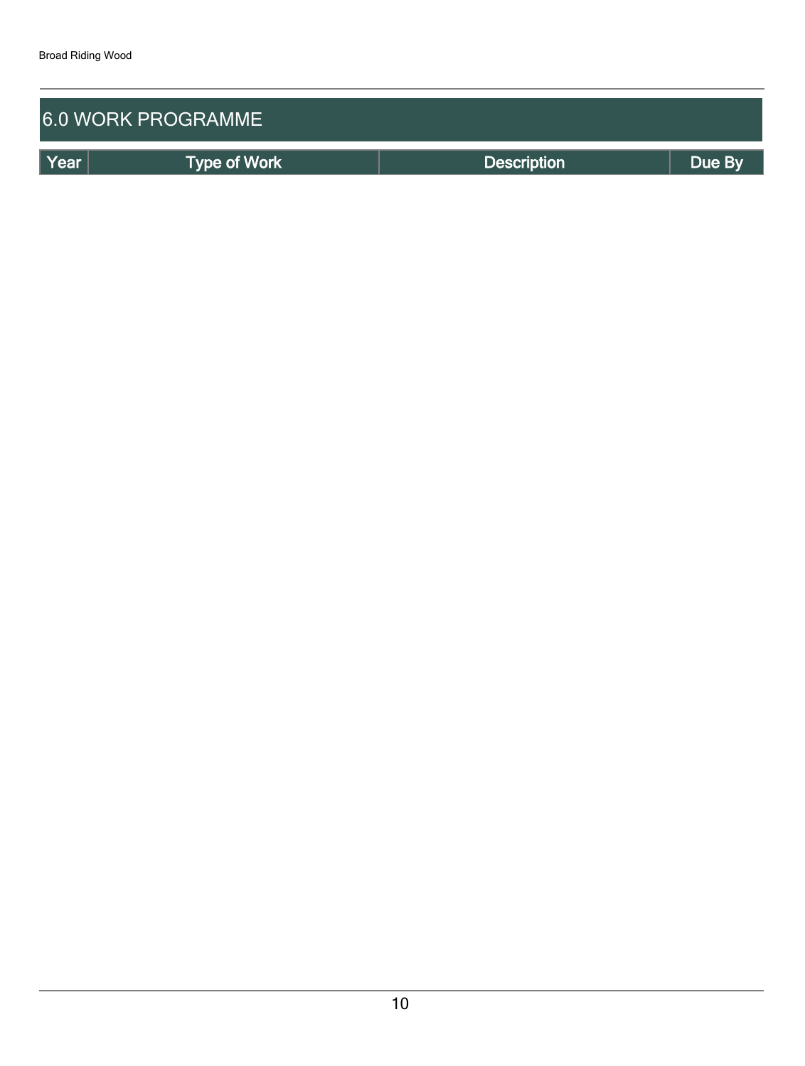## 6.0 WORK PROGRAMME

| Year | Type of Work | Description | Due By |
|---|---|---|---|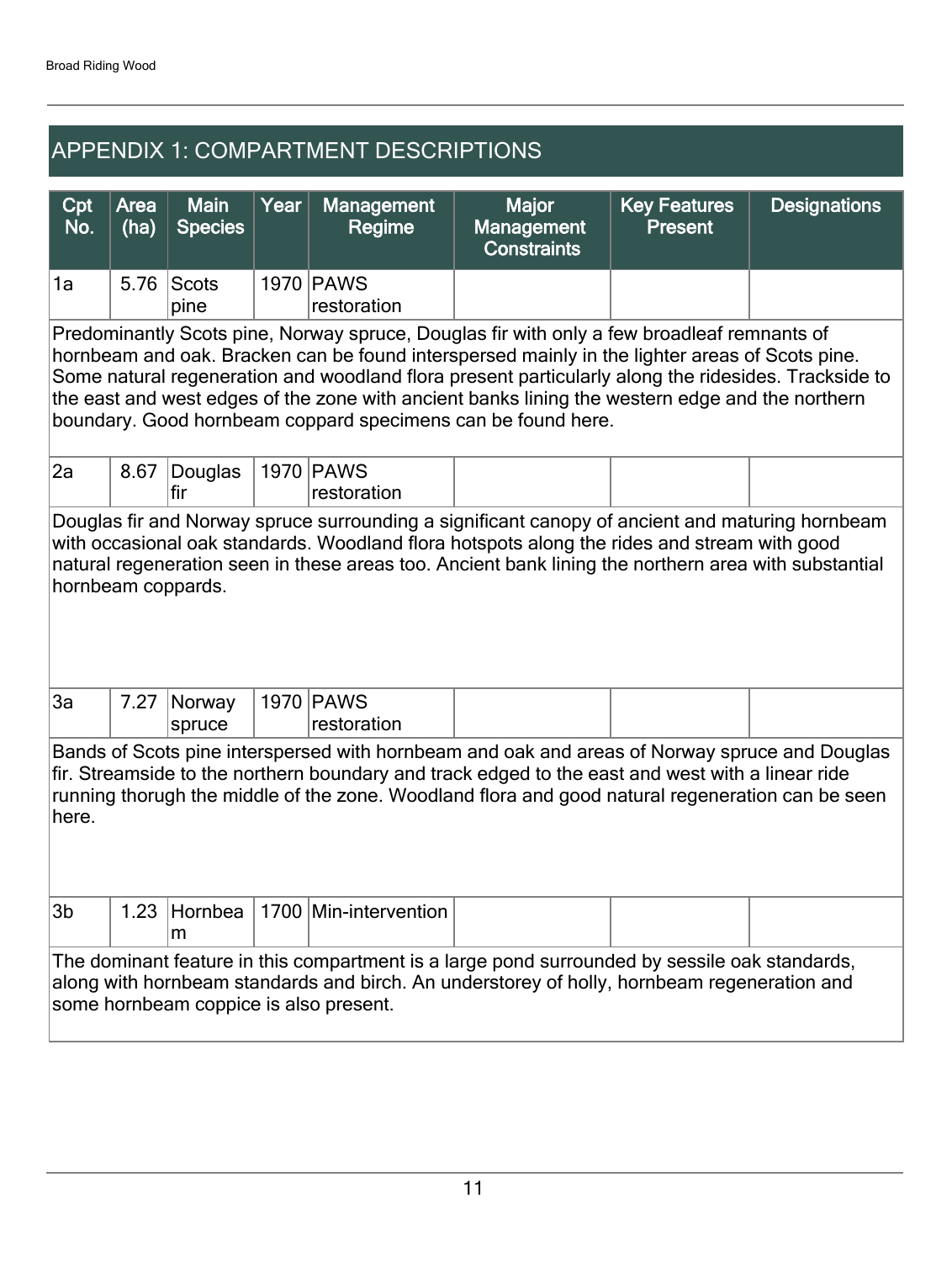## APPENDIX 1: COMPARTMENT DESCRIPTIONS

| Cpt No. | Area (ha) | Main Species | Year | Management Regime | Major Management Constraints | Key Features Present | Designations |
|---|---|---|---|---|---|---|---|
| 1a | 5.76 | Scots pine | 1970 | PAWS restoration | | | |
| Predominantly Scots pine, Norway spruce, Douglas fir with only a few broadleaf remnants of hornbeam and oak. Bracken can be found interspersed mainly in the lighter areas of Scots pine. Some natural regeneration and woodland flora present particularly along the ridesides. Trackside to the east and west edges of the zone with ancient banks lining the western edge and the northern boundary. Good hornbeam coppard specimens can be found here. | | | | | | | |
| 2a | 8.67 | Douglas fir | 1970 | PAWS restoration | | | |
| Douglas fir and Norway spruce surrounding a significant canopy of ancient and maturing hornbeam with occasional oak standards. Woodland flora hotspots along the rides and stream with good natural regeneration seen in these areas too. Ancient bank lining the northern area with substantial hornbeam coppards. | | | | | | | |
| 3a | 7.27 | Norway spruce | 1970 | PAWS restoration | | | |
| Bands of Scots pine interspersed with hornbeam and oak and areas of Norway spruce and Douglas fir. Streamside to the northern boundary and track edged to the east and west with a linear ride running thorugh the middle of the zone. Woodland flora and good natural regeneration can be seen here. | | | | | | | |
| 3b | 1.23 | Hornbeam | 1700 | Min-intervention | | | |
| The dominant feature in this compartment is a large pond surrounded by sessile oak standards, along with hornbeam standards and birch. An understorey of holly, hornbeam regeneration and some hornbeam coppice is also present. | | | | | | | |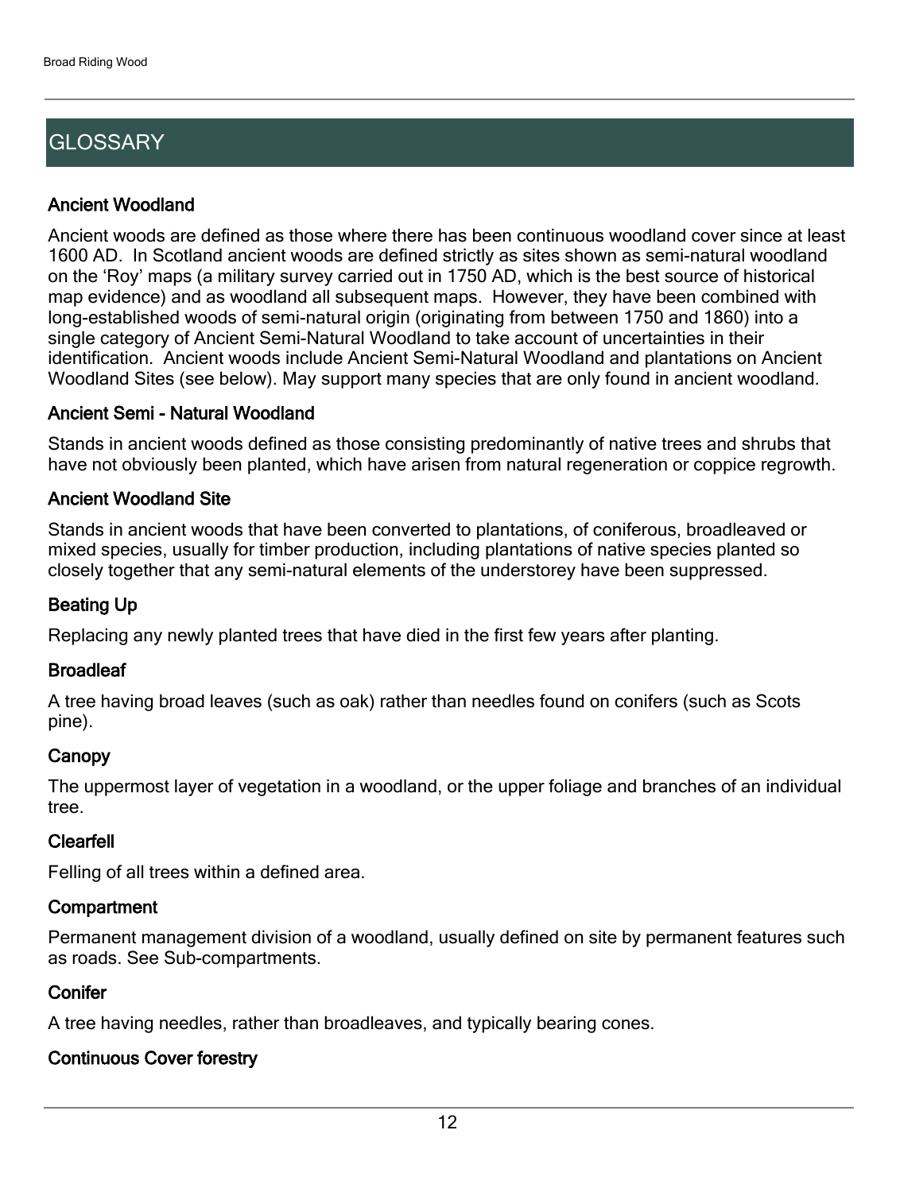## GLOSSARY

### Ancient Woodland

Ancient woods are defined as those where there has been continuous woodland cover since at least 1600 AD. In Scotland ancient woods are defined strictly as sites shown as semi-natural woodland on the 'Roy' maps (a military survey carried out in 1750 AD, which is the best source of historical map evidence) and as woodland all subsequent maps. However, they have been combined with long-established woods of semi-natural origin (originating from between 1750 and 1860) into a single category of Ancient Semi-Natural Woodland to take account of uncertainties in their identification. Ancient woods include Ancient Semi-Natural Woodland and plantations on Ancient Woodland Sites (see below). May support many species that are only found in ancient woodland.

### Ancient Semi - Natural Woodland

Stands in ancient woods defined as those consisting predominantly of native trees and shrubs that have not obviously been planted, which have arisen from natural regeneration or coppice regrowth.

### Ancient Woodland Site

Stands in ancient woods that have been converted to plantations, of coniferous, broadleaved or mixed species, usually for timber production, including plantations of native species planted so closely together that any semi-natural elements of the understorey have been suppressed.

### Beating Up

Replacing any newly planted trees that have died in the first few years after planting.

### Broadleaf

A tree having broad leaves (such as oak) rather than needles found on conifers (such as Scots pine).

### Canopy

The uppermost layer of vegetation in a woodland, or the upper foliage and branches of an individual tree.

### Clearfell

Felling of all trees within a defined area.

### Compartment

Permanent management division of a woodland, usually defined on site by permanent features such as roads. See Sub-compartments.

### Conifer

A tree having needles, rather than broadleaves, and typically bearing cones.

### Continuous Cover forestry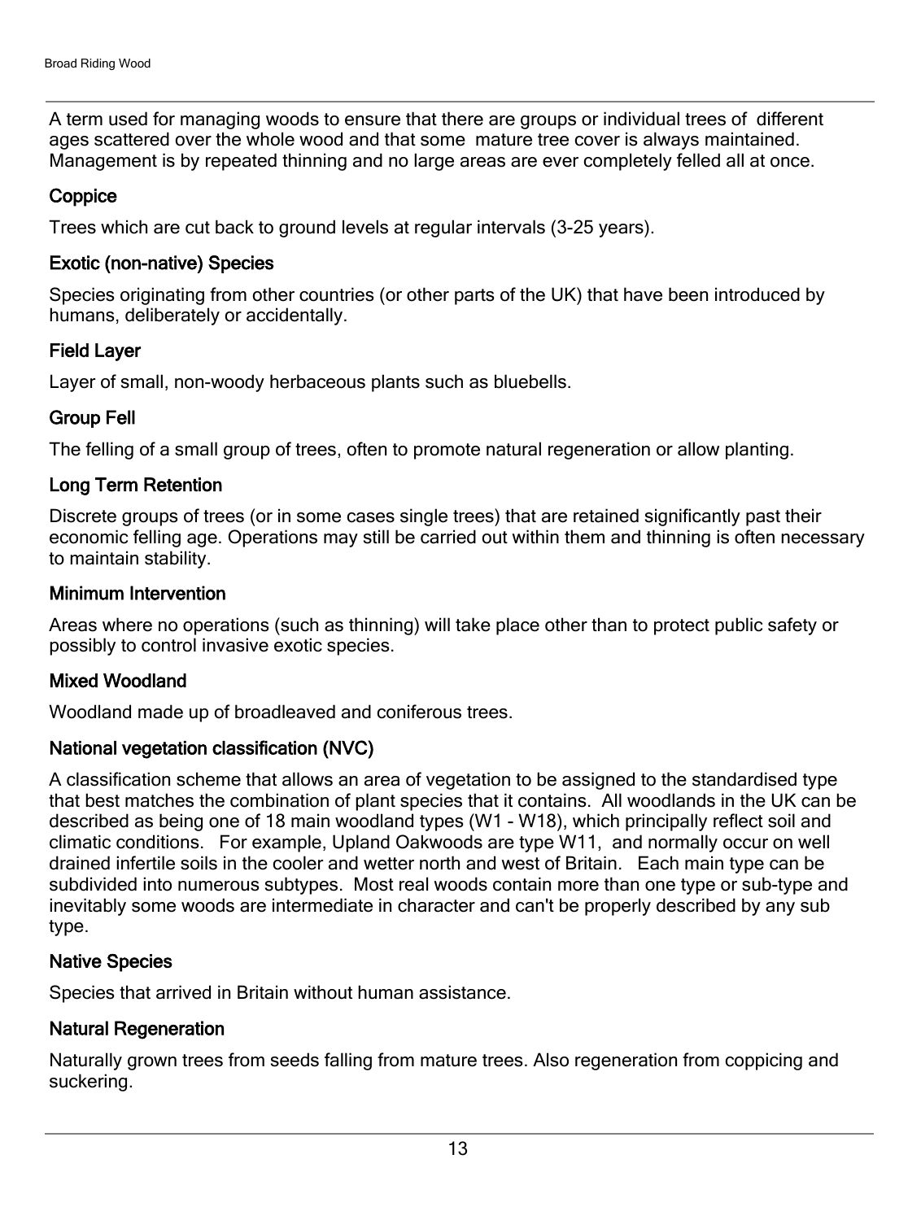A term used for managing woods to ensure that there are groups or individual trees of different ages scattered over the whole wood and that some mature tree cover is always maintained. Management is by repeated thinning and no large areas are ever completely felled all at once.

### Coppice

Trees which are cut back to ground levels at regular intervals (3-25 years).

### Exotic (non-native) Species

Species originating from other countries (or other parts of the UK) that have been introduced by humans, deliberately or accidentally.

### Field Layer

Layer of small, non-woody herbaceous plants such as bluebells.

### Group Fell

The felling of a small group of trees, often to promote natural regeneration or allow planting.

### Long Term Retention

Discrete groups of trees (or in some cases single trees) that are retained significantly past their economic felling age. Operations may still be carried out within them and thinning is often necessary to maintain stability.

### Minimum Intervention

Areas where no operations (such as thinning) will take place other than to protect public safety or possibly to control invasive exotic species.

### Mixed Woodland

Woodland made up of broadleaved and coniferous trees.

### National vegetation classification (NVC)

A classification scheme that allows an area of vegetation to be assigned to the standardised type that best matches the combination of plant species that it contains. All woodlands in the UK can be described as being one of 18 main woodland types (W1 - W18), which principally reflect soil and climatic conditions. For example, Upland Oakwoods are type W11, and normally occur on well drained infertile soils in the cooler and wetter north and west of Britain. Each main type can be subdivided into numerous subtypes. Most real woods contain more than one type or sub-type and inevitably some woods are intermediate in character and can't be properly described by any sub type.

### Native Species

Species that arrived in Britain without human assistance.

### Natural Regeneration

Naturally grown trees from seeds falling from mature trees. Also regeneration from coppicing and suckering.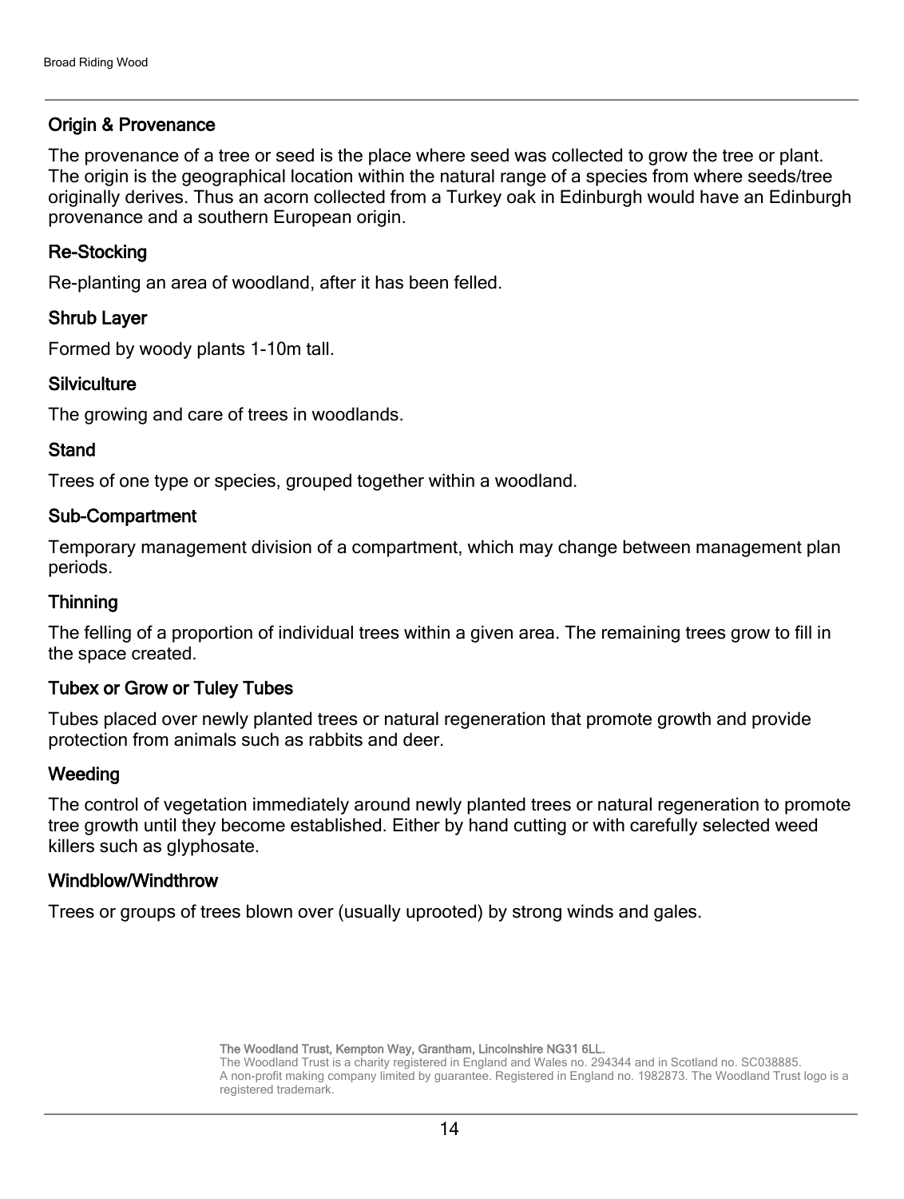### Origin & Provenance

The provenance of a tree or seed is the place where seed was collected to grow the tree or plant. The origin is the geographical location within the natural range of a species from where seeds/tree originally derives. Thus an acorn collected from a Turkey oak in Edinburgh would have an Edinburgh provenance and a southern European origin.

### Re-Stocking

Re-planting an area of woodland, after it has been felled.

### Shrub Layer

Formed by woody plants 1-10m tall.

### Silviculture

The growing and care of trees in woodlands.

### Stand

Trees of one type or species, grouped together within a woodland.

### Sub-Compartment

Temporary management division of a compartment, which may change between management plan periods.

### Thinning

The felling of a proportion of individual trees within a given area. The remaining trees grow to fill in the space created.

### Tubex or Grow or Tuley Tubes

Tubes placed over newly planted trees or natural regeneration that promote growth and provide protection from animals such as rabbits and deer.

### Weeding

The control of vegetation immediately around newly planted trees or natural regeneration to promote tree growth until they become established. Either by hand cutting or with carefully selected weed killers such as glyphosate.

### Windblow/Windthrow

Trees or groups of trees blown over (usually uprooted) by strong winds and gales.